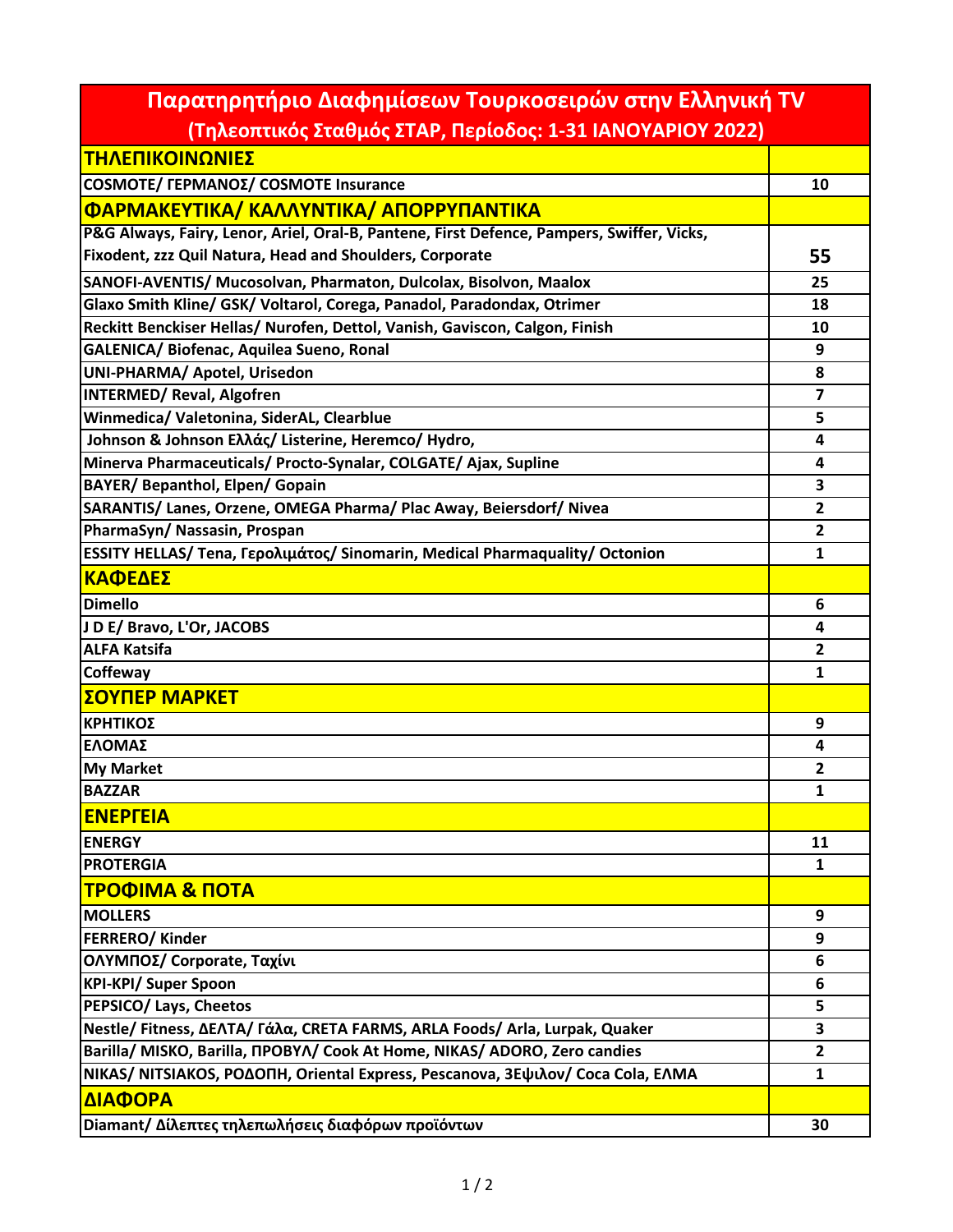| Παρατηρητήριο Διαφημίσεων Τουρκοσειρών στην Ελληνική TV (Τηλεοπτικός Σταθμός ΣΤΑΡ, Περίοδος: 1-31 ΙΑΝΟΥΑΡΙΟΥ 2022) | |
|---|---|
| **ΤΗΛΕΠΙΚΟΙΝΩΝΙΕΣ** | |
| COSMOTE/ ΓΕΡΜΑΝΟΣ/ COSMOTE Insurance | 10 |
| **ΦΑΡΜΑΚΕΥΤΙΚΑ/ ΚΑΛΛΥΝΤΙΚΑ/ ΑΠΟΡΡΥΠΑΝΤΙΚΑ** | |
| P&G Always, Fairy, Lenor, Ariel, Oral-B, Pantene, First Defence, Pampers, Swiffer, Vicks, Fixodent, zzz Quil Natura, Head and Shoulders, Corporate | 55 |
| SANOFI-AVENTIS/ Mucosolvan, Pharmaton, Dulcolax, Bisolvon, Maalox | 25 |
| Glaxo Smith Kline/ GSK/ Voltarol, Corega, Panadol, Paradondax, Otrimer | 18 |
| Reckitt Benckiser Hellas/ Nurofen, Dettol, Vanish, Gaviscon, Calgon, Finish | 10 |
| GALENICA/ Biofenac, Aquilea Sueno, Ronal | 9 |
| UNI-PHARMA/ Apotel, Urisedon | 8 |
| INTERMED/ Reval, Algofren | 7 |
| Winmedica/ Valetonina, SiderAL, Clearblue | 5 |
| Johnson & Johnson Ελλάς/ Listerine, Heremco/ Hydro, | 4 |
| Minerva Pharmaceuticals/ Procto-Synalar, COLGATE/ Ajax, Supline | 4 |
| BAYER/ Bepanthol, Elpen/ Gopain | 3 |
| SARANTIS/ Lanes, Orzene, OMEGA Pharma/ Plac Away, Beiersdorf/ Nivea | 2 |
| PharmaSyn/ Nassasin, Prospan | 2 |
| ESSITY HELLAS/ Tena, Γερολιμάτος/ Sinomarin, Medical Pharmaquality/ Octonion | 1 |
| **ΚΑΦΕΔΕΣ** | |
| Dimello | 6 |
| J D E/ Bravo, L'Or, JACOBS | 4 |
| ALFA Katsifa | 2 |
| Coffeway | 1 |
| **ΣΟΥΠΕΡ ΜΑΡΚΕΤ** | |
| ΚΡΗΤΙΚΟΣ | 9 |
| ΕΛΟΜΑΣ | 4 |
| My Market | 2 |
| BAZZAR | 1 |
| **ΕΝΕΡΓΕΙΑ** | |
| ENERGY | 11 |
| PROTERGIA | 1 |
| **ΤΡΟΦΙΜΑ & ΠΟΤΑ** | |
| MOLLERS | 9 |
| FERRERO/ Kinder | 9 |
| ΟΛΥΜΠΟΣ/ Corporate, Ταχίνι | 6 |
| KPI-KPI/ Super Spoon | 6 |
| PEPSICO/ Lays, Cheetos | 5 |
| Nestle/ Fitness, ΔΕΛΤΑ/ Γάλα, CRETA FARMS, ARLA Foods/ Arla, Lurpak, Quaker | 3 |
| Barilla/ MISKO, Barilla, ΠΡΟΒΥΛ/ Cook At Home, NIKAS/ ADORO, Zero candies | 2 |
| NIKAS/ NITSIAKOS, ΡΟΔΟΠΗ, Oriental Express, Pescanova, 3Εψιλον/ Coca Cola, ΕΛΜΑ | 1 |
| **ΔΙΑΦΟΡΑ** | |
| Diamant/ Δίλεπτες τηλεπωλήσεις διαφόρων προϊόντων | 30 |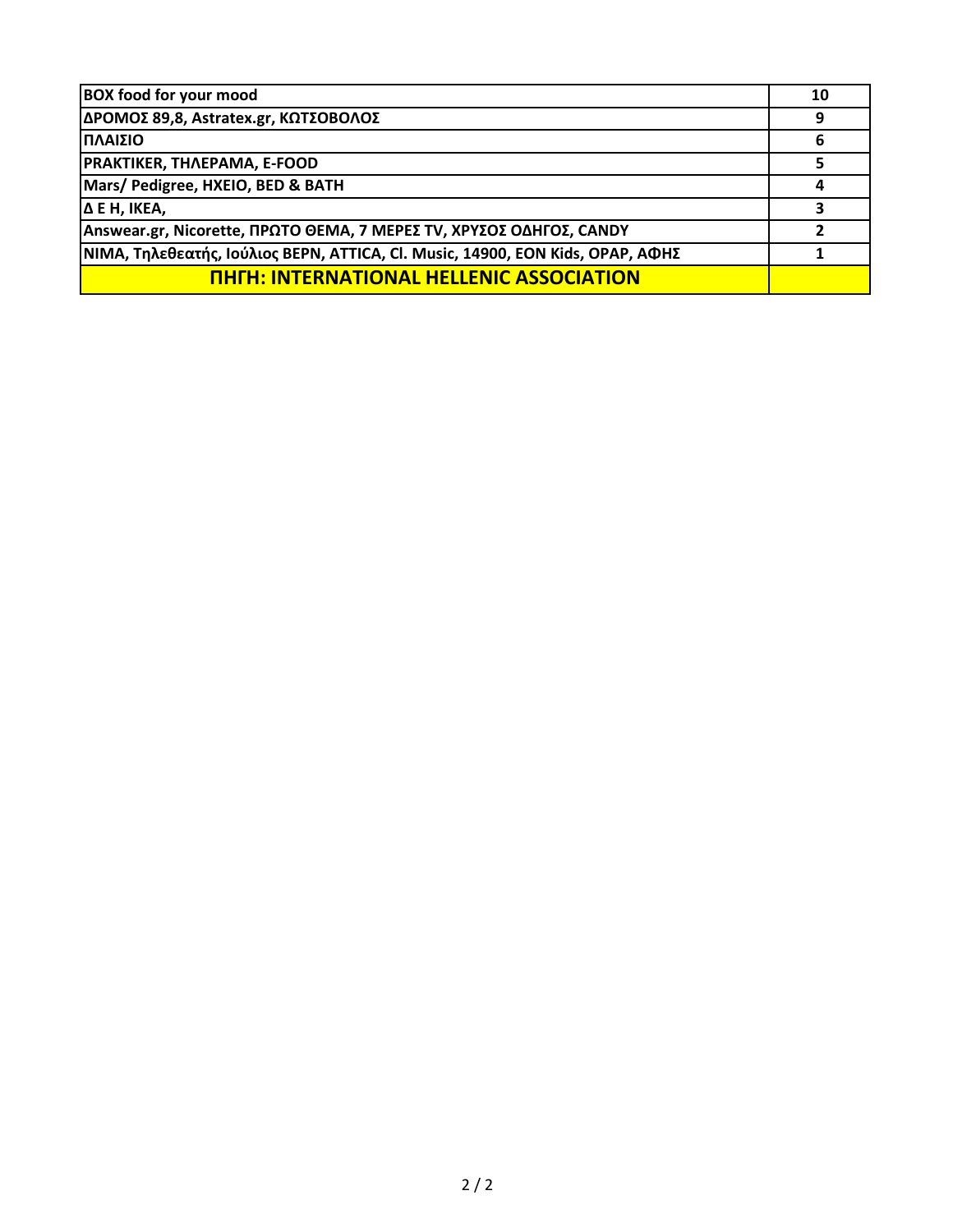| | |
|---|---|
| **BOX food for your mood** | **10** |
| **ΔΡΟΜΟΣ 89,8, Astratex.gr, ΚΩΤΣΟΒΟΛΟΣ** | **9** |
| **ΠΛΑΙΣΙΟ** | **6** |
| **PRAKTIKER, ΤΗΛΕΡΑΜΑ, E-FOOD** | **5** |
| **Mars/ Pedigree, ΗΧΕΙΟ, BED & BATH** | **4** |
| **Δ Ε Η, ΙΚΕΑ,** | **3** |
| **Answear.gr, Nicorette, ΠΡΩΤΟ ΘΕΜΑ, 7 ΜΕΡΕΣ TV, ΧΡΥΣΟΣ ΟΔΗΓΟΣ, CANDY** | **2** |
| **ΝΙΜΑ, Τηλεθεατής, Ιούλιος ΒΕΡΝ, ATTICA, Cl. Music, 14900, EON Kids, ΟΡΑΡ, ΑΦΗΣ** | **1** |
| **ΠΗΓΗ: INTERNATIONAL HELLENIC ASSOCIATION** | |